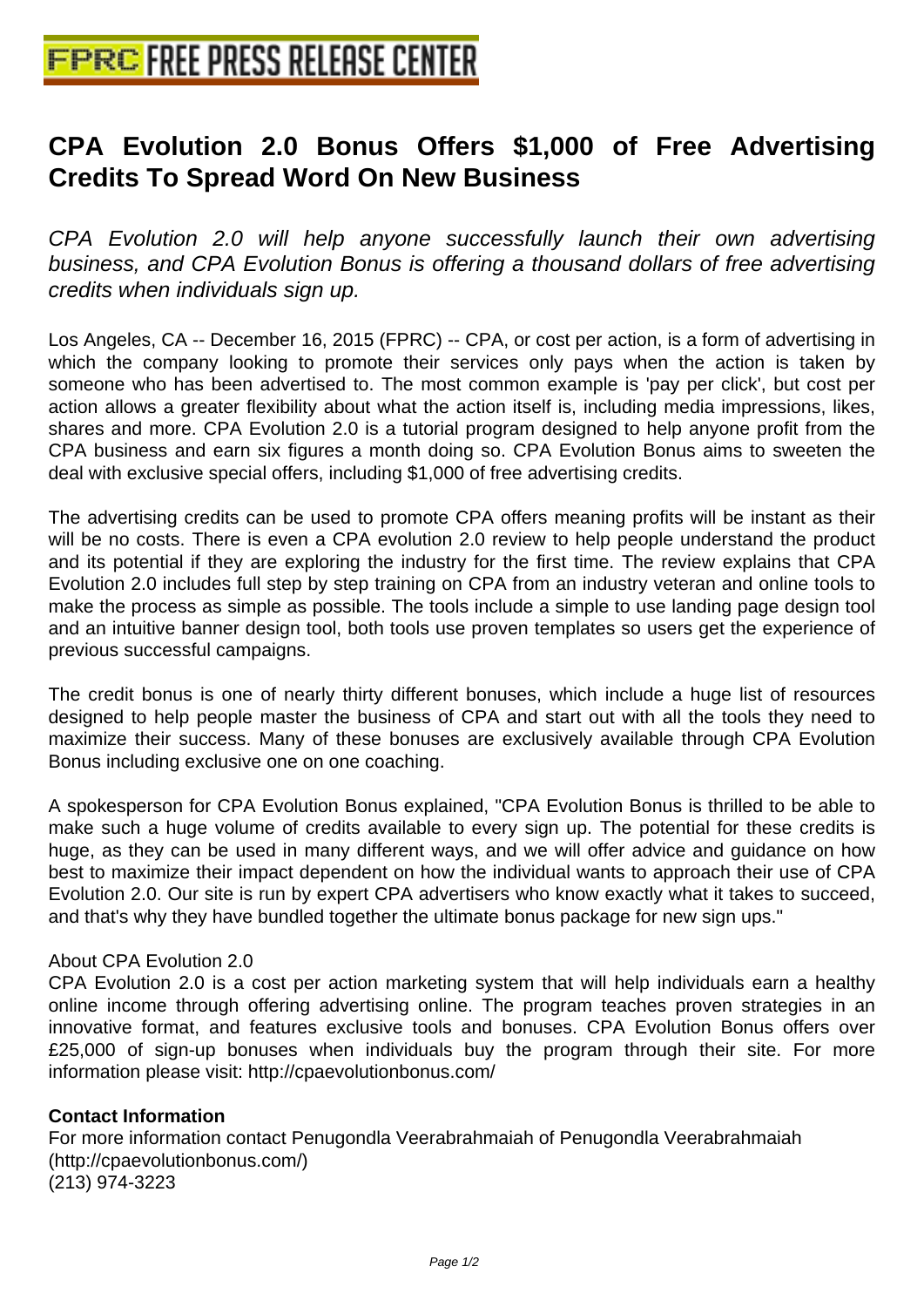# CPA Evolution 2.0 Bonus Offers $1,000 of Free Advertising Credits To Spread Word On New Business

*CPA Evolution 2.0 will help anyone successfully launch their own advertising business, and CPA Evolution Bonus is offering a thousand dollars of free advertising credits when individuals sign up.*

Los Angeles, CA -- December 16, 2015 (FPRC) -- CPA, or cost per action, is a form of advertising in which the company looking to promote their services only pays when the action is taken by someone who has been advertised to. The most common example is 'pay per click', but cost per action allows a greater flexibility about what the action itself is, including media impressions, likes, shares and more. CPA Evolution 2.0 is a tutorial program designed to help anyone profit from the CPA business and earn six figures a month doing so. CPA Evolution Bonus aims to sweeten the deal with exclusive special offers, including $1,000 of free advertising credits.

The advertising credits can be used to promote CPA offers meaning profits will be instant as their will be no costs. There is even a CPA evolution 2.0 review to help people understand the product and its potential if they are exploring the industry for the first time. The review explains that CPA Evolution 2.0 includes full step by step training on CPA from an industry veteran and online tools to make the process as simple as possible. The tools include a simple to use landing page design tool and an intuitive banner design tool, both tools use proven templates so users get the experience of previous successful campaigns.

The credit bonus is one of nearly thirty different bonuses, which include a huge list of resources designed to help people master the business of CPA and start out with all the tools they need to maximize their success. Many of these bonuses are exclusively available through CPA Evolution Bonus including exclusive one on one coaching.

A spokesperson for CPA Evolution Bonus explained, "CPA Evolution Bonus is thrilled to be able to make such a huge volume of credits available to every sign up. The potential for these credits is huge, as they can be used in many different ways, and we will offer advice and guidance on how best to maximize their impact dependent on how the individual wants to approach their use of CPA Evolution 2.0. Our site is run by expert CPA advertisers who know exactly what it takes to succeed, and that's why they have bundled together the ultimate bonus package for new sign ups."

About CPA Evolution 2.0

CPA Evolution 2.0 is a cost per action marketing system that will help individuals earn a healthy online income through offering advertising online. The program teaches proven strategies in an innovative format, and features exclusive tools and bonuses. CPA Evolution Bonus offers over £25,000 of sign-up bonuses when individuals buy the program through their site. For more information please visit: http://cpaevolutionbonus.com/

**Contact Information**

For more information contact Penugondla Veerabrahmaiah of Penugondla Veerabrahmaiah
(http://cpaevolutionbonus.com/)
(213) 974-3223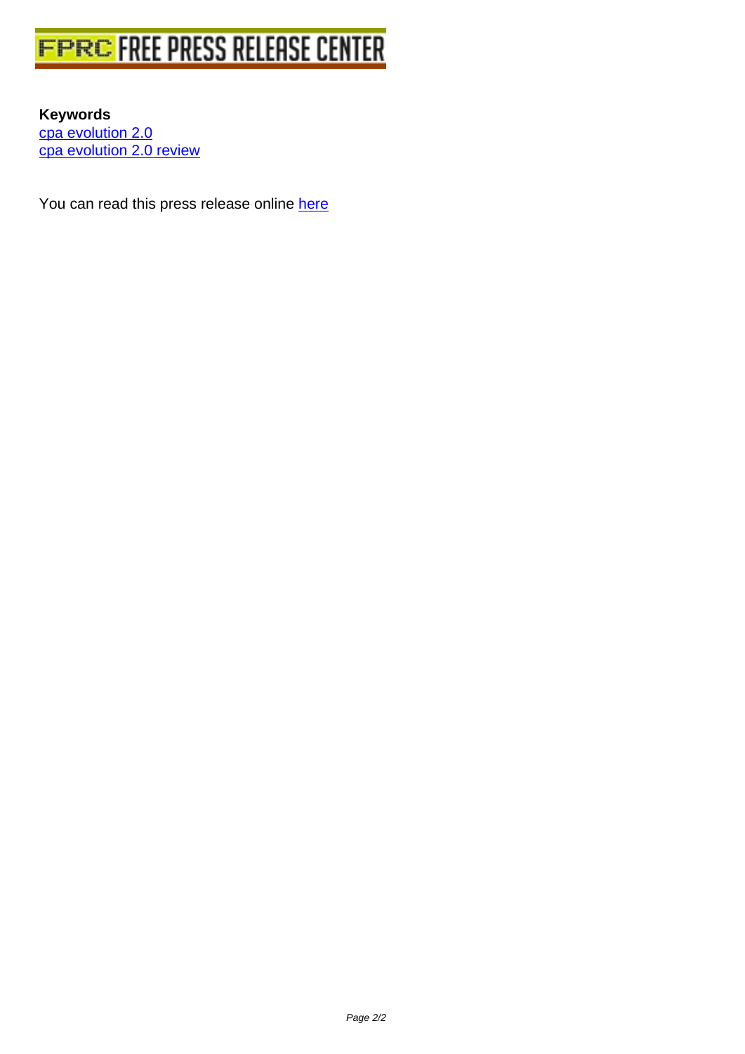**Keywords**
cpa evolution 2.0
cpa evolution 2.0 review

You can read this press release online here